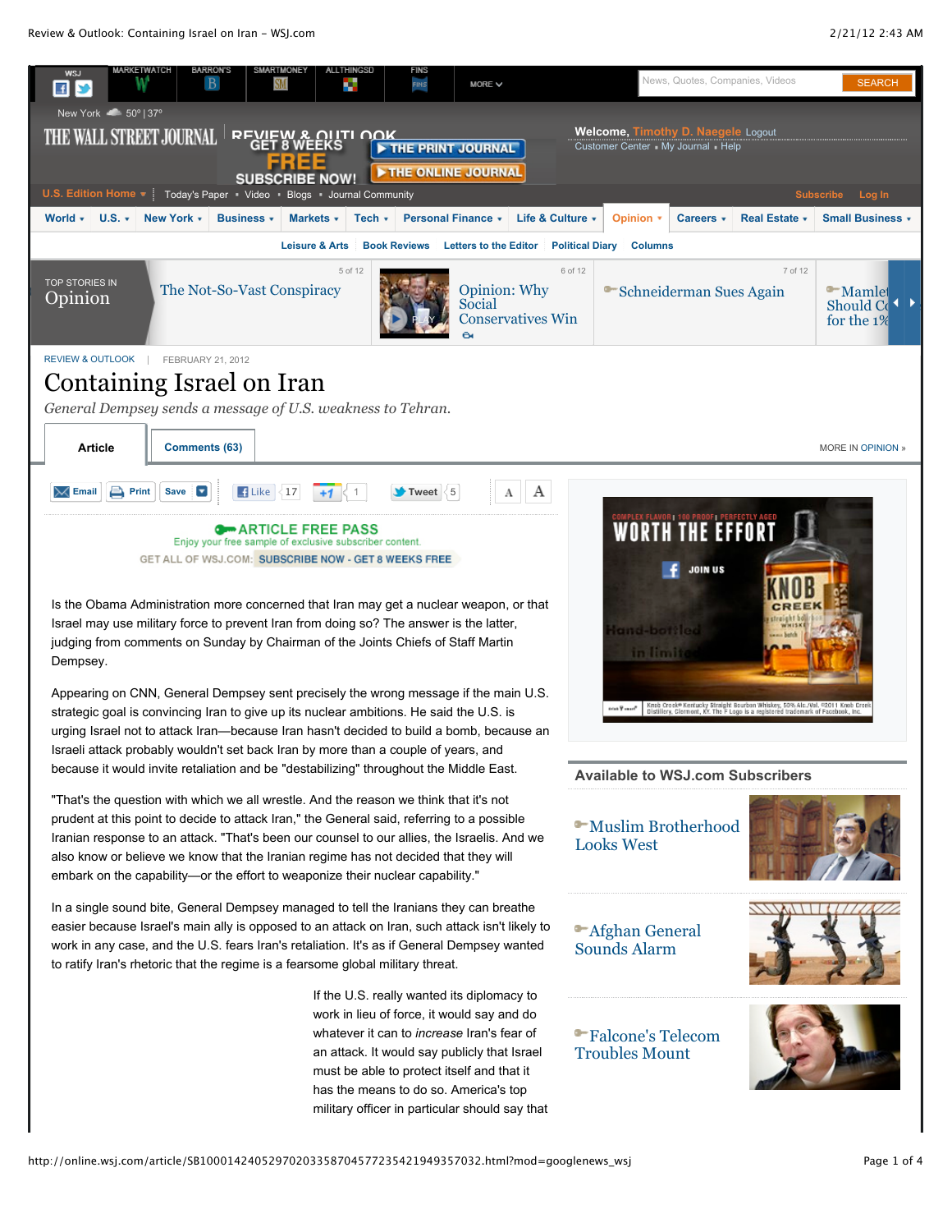REVIEW & OUTLOOK | FEBRUARY 21, 2012

# Containing Israel on Iran

*General Dempsey sends a message of U.S. weakness to Tehran.*

Is the Obama Administration more concerned that Iran may get a nuclear weapon, or that Israel may use military force to prevent Iran from doing so? The answer is the latter, judging from comments on Sunday by Chairman of the Joints Chiefs of Staff Martin Dempsey.

Appearing on CNN, General Dempsey sent precisely the wrong message if the main U.S. strategic goal is convincing Iran to give up its nuclear ambitions. He said the U.S. is urging Israel not to attack Iran—because Iran hasn't decided to build a bomb, because an Israeli attack probably wouldn't set back Iran by more than a couple of years, and because it would invite retaliation and be "destabilizing" throughout the Middle East.

"That's the question with which we all wrestle. And the reason we think that it's not prudent at this point to decide to attack Iran," the General said, referring to a possible Iranian response to an attack. "That's been our counsel to our allies, the Israelis. And we also know or believe we know that the Iranian regime has not decided that they will embark on the capability—or the effort to weaponize their nuclear capability."

In a single sound bite, General Dempsey managed to tell the Iranians they can breathe easier because Israel's main ally is opposed to an attack on Iran, such attack isn't likely to work in any case, and the U.S. fears Iran's retaliation. It's as if General Dempsey wanted to ratify Iran's rhetoric that the regime is a fearsome global military threat.

If the U.S. really wanted its diplomacy to work in lieu of force, it would say and do whatever it can to *increase* Iran's fear of an attack. It would say publicly that Israel must be able to protect itself and that it has the means to do so. America's top military officer in particular should say that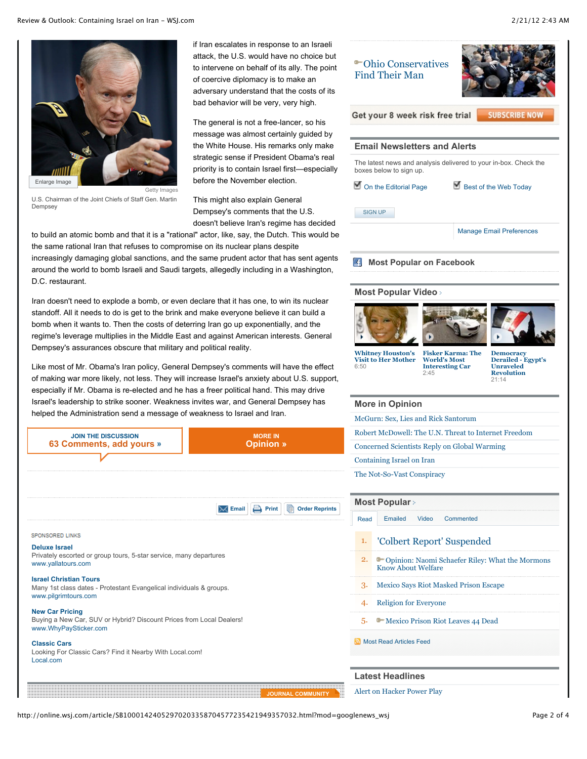Enlarge Image

Getty Images

U.S. Chairman of the Joint Chiefs of Staff Gen. Martin Dempsey

if Iran escalates in response to an Israeli attack, the U.S. would have no choice but to intervene on behalf of its ally. The point of coercive diplomacy is to make an adversary understand that the costs of its bad behavior will be very, very high.

The general is not a free-lancer, so his message was almost certainly guided by the White House. His remarks only make strategic sense if President Obama's real priority is to contain Israel first—especially before the November election.

This might also explain General Dempsey's comments that the U.S. doesn't believe Iran's regime has decided to build an atomic bomb and that it is a "rational" actor, like, say, the Dutch. This would be the same rational Iran that refuses to compromise on its nuclear plans despite increasingly damaging global sanctions, and the same prudent actor that has sent agents around the world to bomb Israeli and Saudi targets, allegedly including in a Washington, D.C. restaurant.

Iran doesn't need to explode a bomb, or even declare that it has one, to win its nuclear standoff. All it needs to do is get to the brink and make everyone believe it can build a bomb when it wants to. Then the costs of deterring Iran go up exponentially, and the regime's leverage multiplies in the Middle East and against American interests. General Dempsey's assurances obscure that military and political reality.

Like most of Mr. Obama's Iran policy, General Dempsey's comments will have the effect of making war more likely, not less. They will increase Israel's anxiety about U.S. support, especially if Mr. Obama is re-elected and he has a freer political hand. This may drive Israel's leadership to strike sooner. Weakness invites war, and General Dempsey has helped the Administration send a message of weakness to Israel and Iran.

JOIN THE DISCUSSION
63 Comments, add yours »

MORE IN
Opinion »

Email | Print | Order Reprints

SPONSORED LINKS

**Deluxe Israel**
Privately escorted or group tours, 5-star service, many departures
www.yallatours.com

**Israel Christian Tours**
Many 1st class dates - Protestant Evangelical individuals & groups.
www.pilgrimtours.com

**New Car Pricing**
Buying a New Car, SUV or Hybrid? Discount Prices from Local Dealers!
www.WhyPaySticker.com

**Classic Cars**
Looking For Classic Cars? Find it Nearby With Local.com!
Local.com

JOURNAL COMMUNITY

Ohio Conservatives Find Their Man

Get your 8 week risk free trial — SUBSCRIBE NOW

## Email Newsletters and Alerts

The latest news and analysis delivered to your in-box. Check the boxes below to sign up.

- On the Editorial Page
- Best of the Web Today

SIGN UP

Manage Email Preferences

## Most Popular on Facebook

## Most Popular Video

- Whitney Houston's Visit to Her Mother 6:50
- Fisker Karma: The World's Most Interesting Car 2:45
- Democracy Derailed - Egypt's Unraveled Revolution 21:14

## More in Opinion

- McGurn: Sex, Lies and Rick Santorum
- Robert McDowell: The U.N. Threat to Internet Freedom
- Concerned Scientists Reply on Global Warming
- Containing Israel on Iran
- The Not-So-Vast Conspiracy

## Most Popular

Read | Emailed | Video | Commented

1. 'Colbert Report' Suspended
2. Opinion: Naomi Schaefer Riley: What the Mormons Know About Welfare
3. Mexico Says Riot Masked Prison Escape
4. Religion for Everyone
5. Mexico Prison Riot Leaves 44 Dead

Most Read Articles Feed

## Latest Headlines

- Alert on Hacker Power Play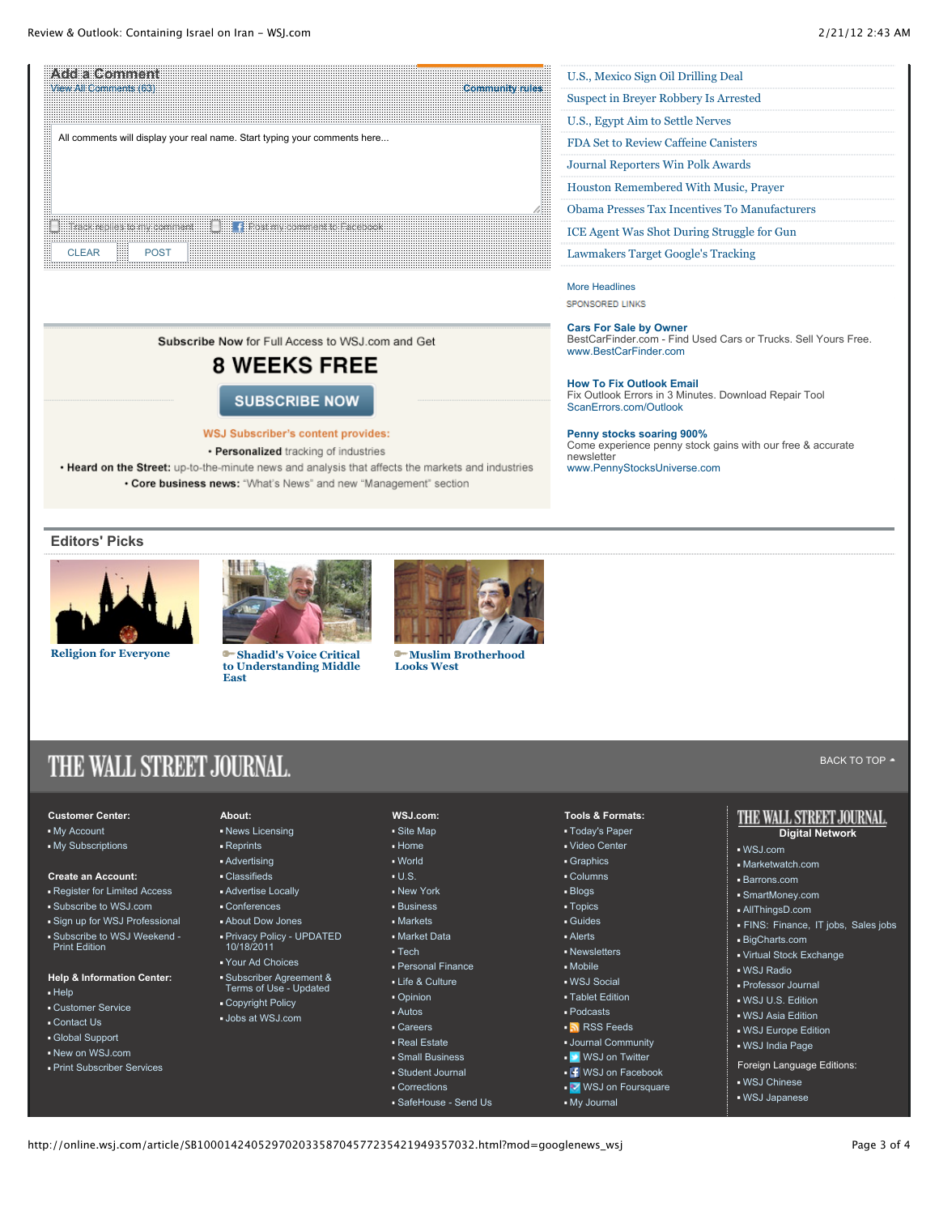## Add a Comment

View All Comments (63) Community rules

All comments will display your real name. Start typing your comments here...

Track replies to my comment  Post my comment to Facebook

CLEAR POST

- U.S., Mexico Sign Oil Drilling Deal
- Suspect in Breyer Robbery Is Arrested
- U.S., Egypt Aim to Settle Nerves
- FDA Set to Review Caffeine Canisters
- Journal Reporters Win Polk Awards
- Houston Remembered With Music, Prayer
- Obama Presses Tax Incentives To Manufacturers
- ICE Agent Was Shot During Struggle for Gun
- Lawmakers Target Google's Tracking

More Headlines

SPONSORED LINKS

**Cars For Sale by Owner**
BestCarFinder.com - Find Used Cars or Trucks. Sell Yours Free.
www.BestCarFinder.com

**How To Fix Outlook Email**
Fix Outlook Errors in 3 Minutes. Download Repair Tool
ScanErrors.com/Outlook

**Penny stocks soaring 900%**
Come experience penny stock gains with our free & accurate newsletter
www.PennyStocksUniverse.com

**Subscribe Now** for Full Access to WSJ.com and Get

**8 WEEKS FREE**

SUBSCRIBE NOW

WSJ Subscriber's content provides:

- **Personalized** tracking of industries
- **Heard on the Street:** up-to-the-minute news and analysis that affects the markets and industries
- **Core business news:** "What's News" and new "Management" section

## Editors' Picks

- Religion for Everyone
- Shadid's Voice Critical to Understanding Middle East
- Muslim Brotherhood Looks West

# THE WALL STREET JOURNAL.

BACK TO TOP

**Customer Center:**
- My Account
- My Subscriptions

**Create an Account:**
- Register for Limited Access
- Subscribe to WSJ.com
- Sign up for WSJ Professional
- Subscribe to WSJ Weekend - Print Edition

**Help & Information Center:**
- Help
- Customer Service
- Contact Us
- Global Support
- New on WSJ.com
- Print Subscriber Services

**About:**
- News Licensing
- Reprints
- Advertising
- Classifieds
- Advertise Locally
- Conferences
- About Dow Jones
- Privacy Policy - UPDATED 10/18/2011
- Your Ad Choices
- Subscriber Agreement & Terms of Use - Updated
- Copyright Policy
- Jobs at WSJ.com

**WSJ.com:**
- Site Map
- Home
- World
- U.S.
- New York
- Business
- Markets
- Market Data
- Tech
- Personal Finance
- Life & Culture
- Opinion
- Autos
- Careers
- Real Estate
- Small Business
- Student Journal
- Corrections
- SafeHouse - Send Us

**Tools & Formats:**
- Today's Paper
- Video Center
- Graphics
- Columns
- Blogs
- Topics
- Guides
- Alerts
- Newsletters
- Mobile
- WSJ Social
- Tablet Edition
- Podcasts
- RSS Feeds
- Journal Community
- WSJ on Twitter
- WSJ on Facebook
- WSJ on Foursquare
- My Journal

**THE WALL STREET JOURNAL. Digital Network**
- WSJ.com
- Marketwatch.com
- Barrons.com
- SmartMoney.com
- AllThingsD.com
- FINS: Finance, IT jobs, Sales jobs
- BigCharts.com
- Virtual Stock Exchange
- WSJ Radio
- Professor Journal
- WSJ U.S. Edition
- WSJ Asia Edition
- WSJ Europe Edition
- WSJ India Page

Foreign Language Editions:
- WSJ Chinese
- WSJ Japanese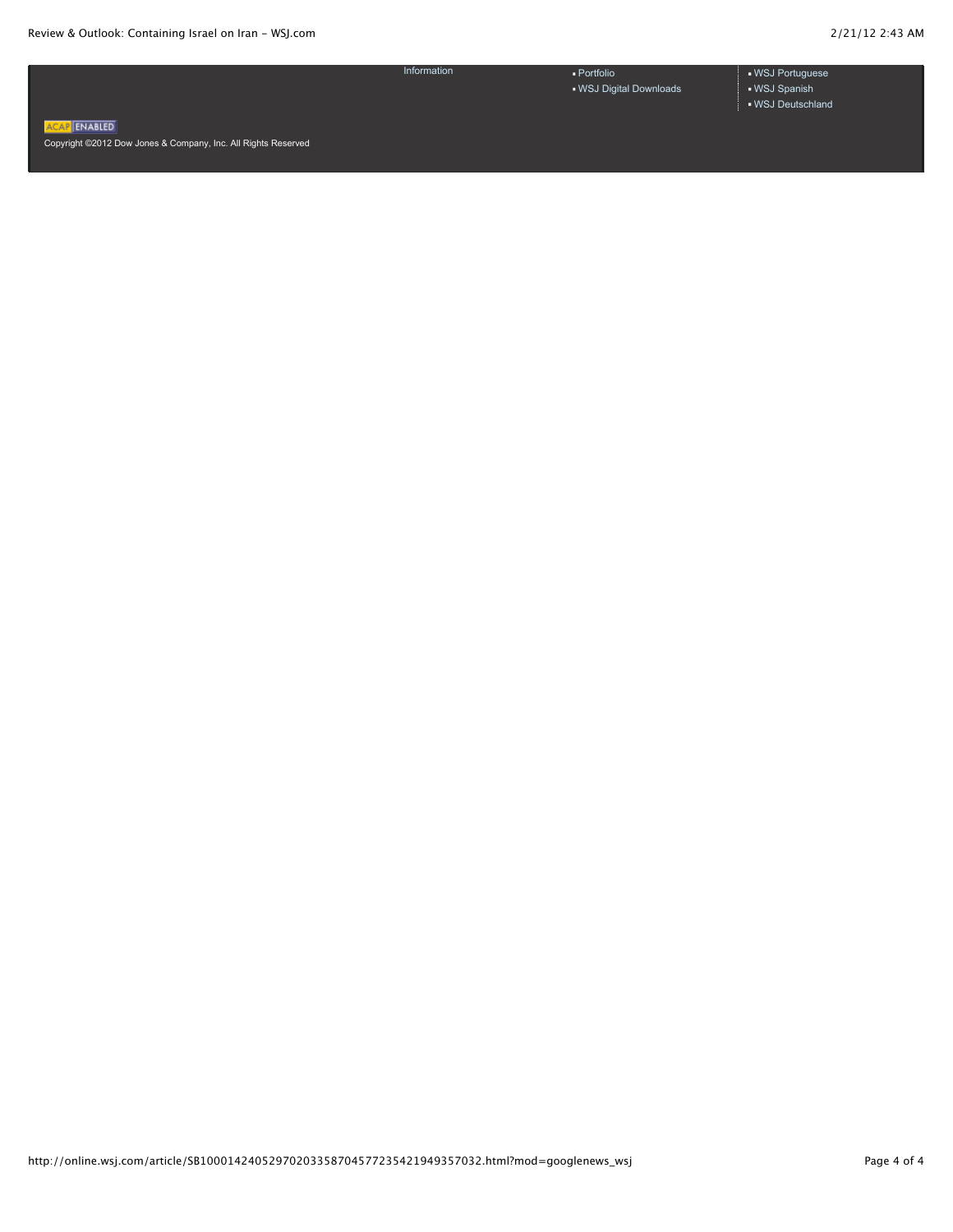Information

- Portfolio
- WSJ Digital Downloads

- WSJ Portuguese
- WSJ Spanish
- WSJ Deutschland

ACAP ENABLED

Copyright ©2012 Dow Jones & Company, Inc. All Rights Reserved